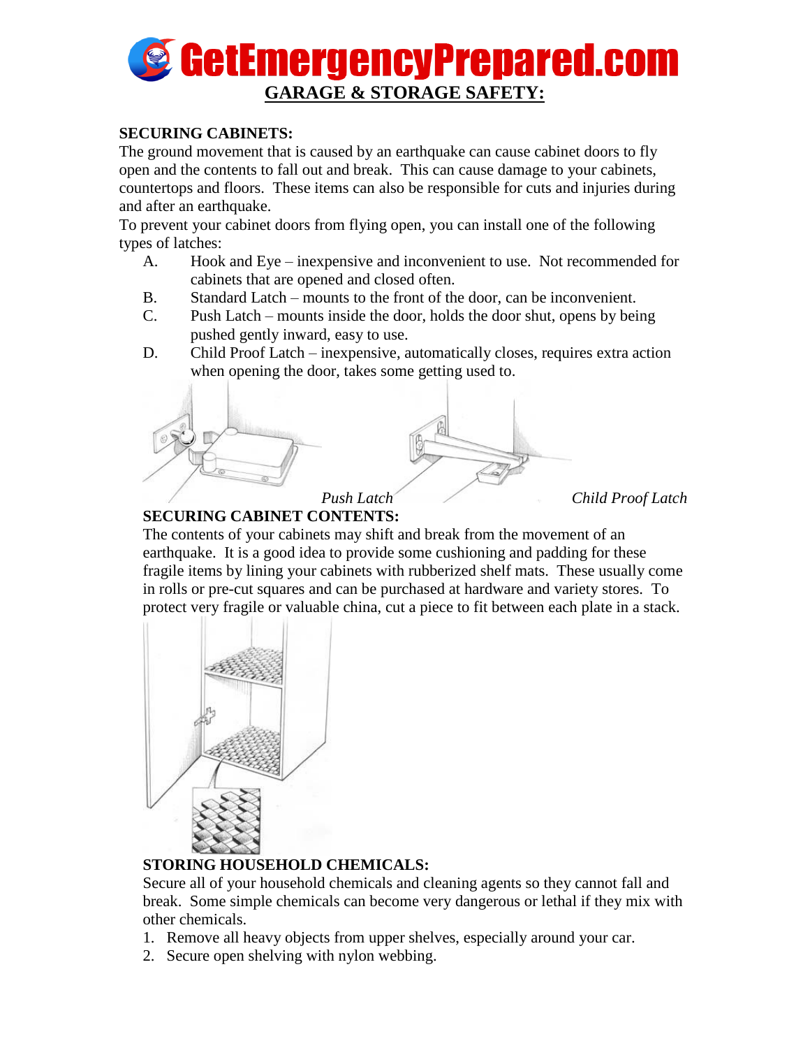# GetEmergencyPrepared.com

## GARAGE & STORAGE SAFETY:

### SECURING CABINETS:

The ground movement that is caused by an earthquake can cause cabinet doors to fly open and the contents to fall out and break. This can cause damage to your cabinets, countertops and floors. These items can also be responsible for cuts and injuries during and after an earthquake.

To prevent your cabinet doors from flying open, you can install one of the following types of latches:

A. Hook and Eye – inexpensive and inconvenient to use. Not recommended for cabinets that are opened and closed often.

B. Standard Latch – mounts to the front of the door, can be inconvenient.

C. Push Latch – mounts inside the door, holds the door shut, opens by being pushed gently inward, easy to use.

D. Child Proof Latch – inexpensive, automatically closes, requires extra action when opening the door, takes some getting used to.

*Push Latch* *Child Proof Latch*

### SECURING CABINET CONTENTS:

The contents of your cabinets may shift and break from the movement of an earthquake. It is a good idea to provide some cushioning and padding for these fragile items by lining your cabinets with rubberized shelf mats. These usually come in rolls or pre-cut squares and can be purchased at hardware and variety stores. To protect very fragile or valuable china, cut a piece to fit between each plate in a stack.

### STORING HOUSEHOLD CHEMICALS:

Secure all of your household chemicals and cleaning agents so they cannot fall and break. Some simple chemicals can become very dangerous or lethal if they mix with other chemicals.

1. Remove all heavy objects from upper shelves, especially around your car.
2. Secure open shelving with nylon webbing.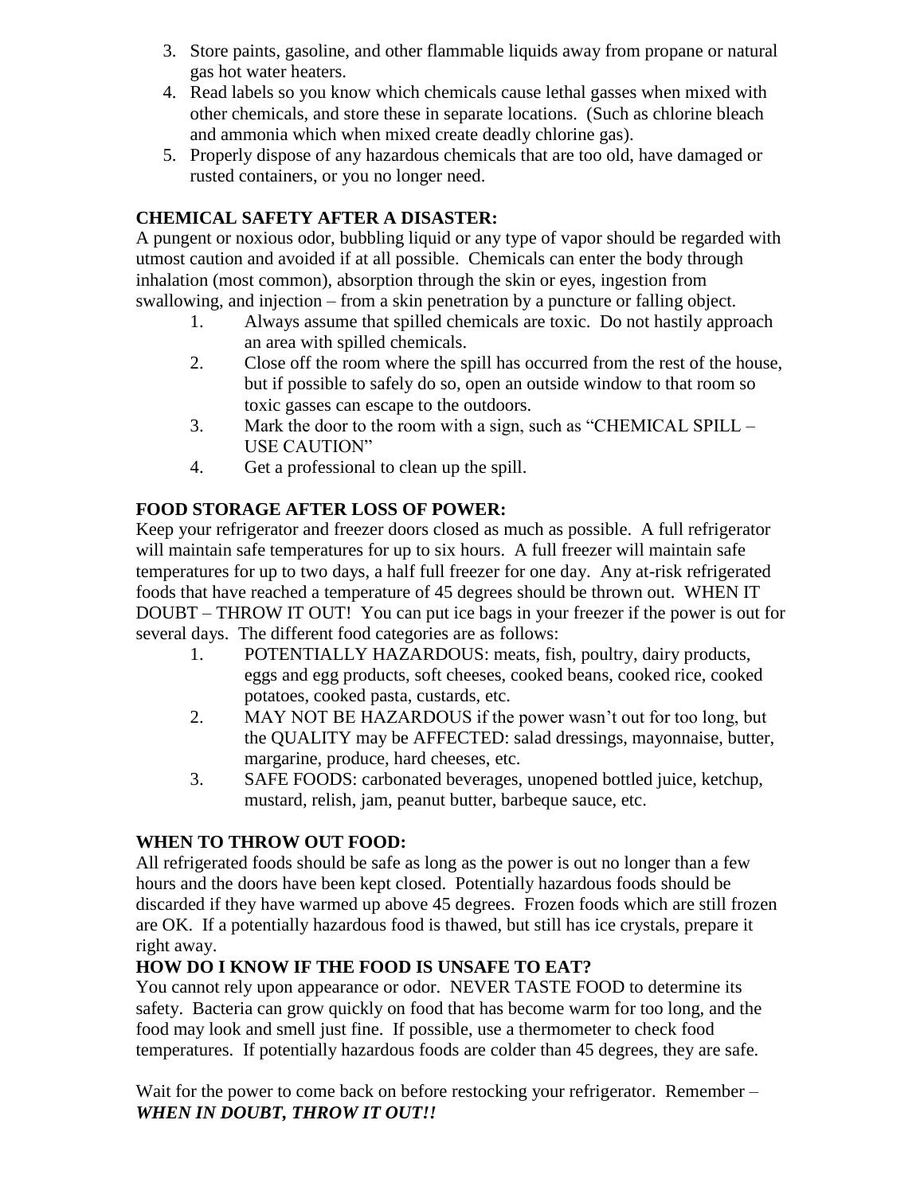3. Store paints, gasoline, and other flammable liquids away from propane or natural gas hot water heaters.
4. Read labels so you know which chemicals cause lethal gasses when mixed with other chemicals, and store these in separate locations. (Such as chlorine bleach and ammonia which when mixed create deadly chlorine gas).
5. Properly dispose of any hazardous chemicals that are too old, have damaged or rusted containers, or you no longer need.

**CHEMICAL SAFETY AFTER A DISASTER:**

A pungent or noxious odor, bubbling liquid or any type of vapor should be regarded with utmost caution and avoided if at all possible. Chemicals can enter the body through inhalation (most common), absorption through the skin or eyes, ingestion from swallowing, and injection – from a skin penetration by a puncture or falling object.

1. Always assume that spilled chemicals are toxic. Do not hastily approach an area with spilled chemicals.
2. Close off the room where the spill has occurred from the rest of the house, but if possible to safely do so, open an outside window to that room so toxic gasses can escape to the outdoors.
3. Mark the door to the room with a sign, such as "CHEMICAL SPILL – USE CAUTION"
4. Get a professional to clean up the spill.

**FOOD STORAGE AFTER LOSS OF POWER:**

Keep your refrigerator and freezer doors closed as much as possible. A full refrigerator will maintain safe temperatures for up to six hours. A full freezer will maintain safe temperatures for up to two days, a half full freezer for one day. Any at-risk refrigerated foods that have reached a temperature of 45 degrees should be thrown out. WHEN IT DOUBT – THROW IT OUT! You can put ice bags in your freezer if the power is out for several days. The different food categories are as follows:

1. POTENTIALLY HAZARDOUS: meats, fish, poultry, dairy products, eggs and egg products, soft cheeses, cooked beans, cooked rice, cooked potatoes, cooked pasta, custards, etc.
2. MAY NOT BE HAZARDOUS if the power wasn't out for too long, but the QUALITY may be AFFECTED: salad dressings, mayonnaise, butter, margarine, produce, hard cheeses, etc.
3. SAFE FOODS: carbonated beverages, unopened bottled juice, ketchup, mustard, relish, jam, peanut butter, barbeque sauce, etc.

**WHEN TO THROW OUT FOOD:**

All refrigerated foods should be safe as long as the power is out no longer than a few hours and the doors have been kept closed. Potentially hazardous foods should be discarded if they have warmed up above 45 degrees. Frozen foods which are still frozen are OK. If a potentially hazardous food is thawed, but still has ice crystals, prepare it right away.

**HOW DO I KNOW IF THE FOOD IS UNSAFE TO EAT?**

You cannot rely upon appearance or odor. NEVER TASTE FOOD to determine its safety. Bacteria can grow quickly on food that has become warm for too long, and the food may look and smell just fine. If possible, use a thermometer to check food temperatures. If potentially hazardous foods are colder than 45 degrees, they are safe.

Wait for the power to come back on before restocking your refrigerator. Remember – ***WHEN IN DOUBT, THROW IT OUT!!***